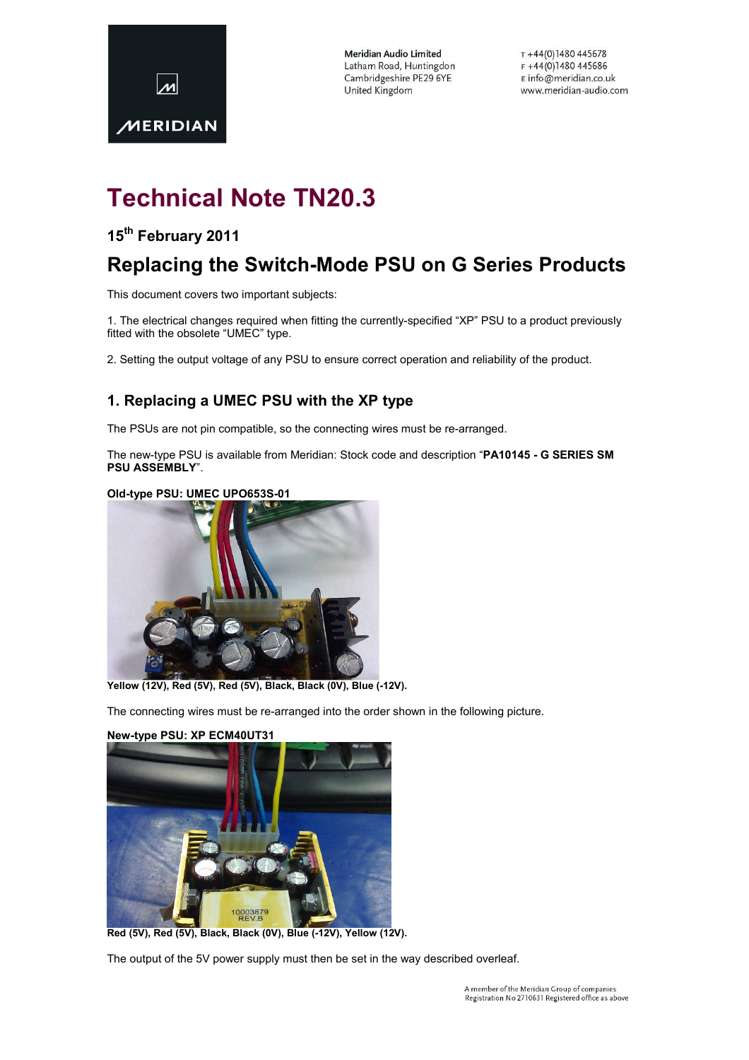Meridian Audio Limited
Latham Road, Huntingdon
Cambridgeshire PE29 6YE
United Kingdom

T +44(0)1480 445678
F +44(0)1480 445686
E info@meridian.co.uk
www.meridian-audio.com

# Technical Note TN20.3

### 15th February 2011

## Replacing the Switch-Mode PSU on G Series Products

This document covers two important subjects:

1. The electrical changes required when fitting the currently-specified "XP" PSU to a product previously fitted with the obsolete "UMEC" type.

2. Setting the output voltage of any PSU to ensure correct operation and reliability of the product.

### 1. Replacing a UMEC PSU with the XP type

The PSUs are not pin compatible, so the connecting wires must be re-arranged.

The new-type PSU is available from Meridian: Stock code and description "**PA10145 - G SERIES SM PSU ASSEMBLY**".

**Old-type PSU: UMEC UPO653S-01**

**Yellow (12V), Red (5V), Red (5V), Black, Black (0V), Blue (-12V).**

The connecting wires must be re-arranged into the order shown in the following picture.

**New-type PSU: XP ECM40UT31**

**Red (5V), Red (5V), Black, Black (0V), Blue (-12V), Yellow (12V).**

The output of the 5V power supply must then be set in the way described overleaf.

A member of the Meridian Group of companies
Registration No 2710631 Registered office as above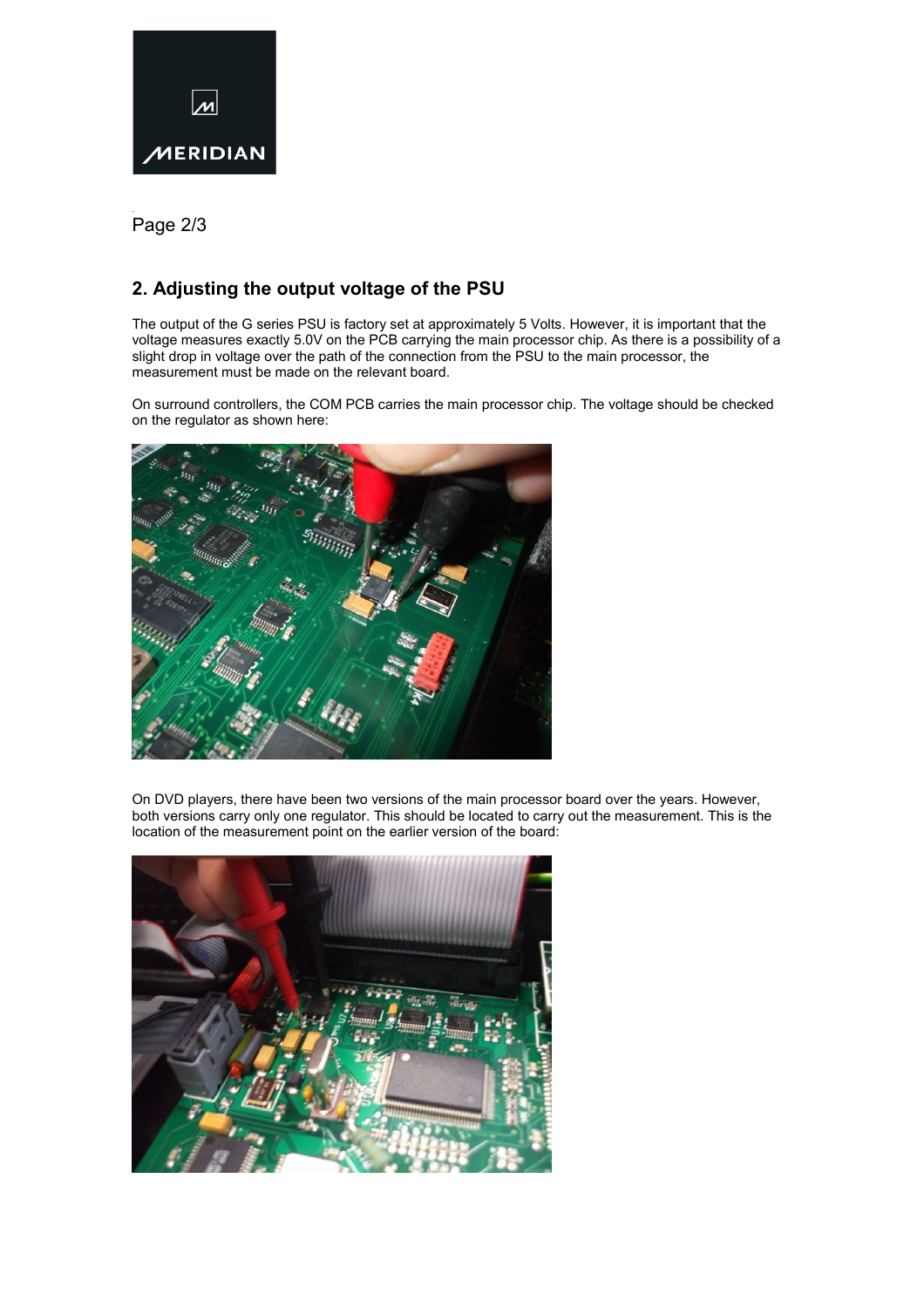## 2. Adjusting the output voltage of the PSU

The output of the G series PSU is factory set at approximately 5 Volts. However, it is important that the voltage measures exactly 5.0V on the PCB carrying the main processor chip. As there is a possibility of a slight drop in voltage over the path of the connection from the PSU to the main processor, the measurement must be made on the relevant board.

On surround controllers, the COM PCB carries the main processor chip. The voltage should be checked on the regulator as shown here:

On DVD players, there have been two versions of the main processor board over the years. However, both versions carry only one regulator. This should be located to carry out the measurement. This is the location of the measurement point on the earlier version of the board: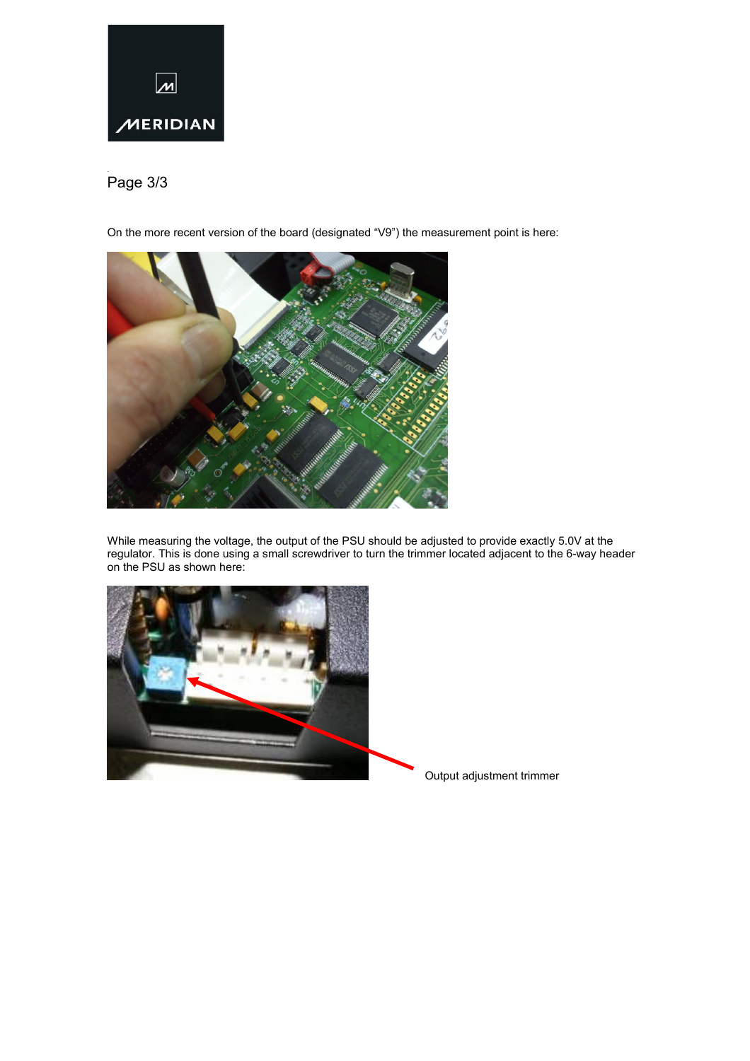On the more recent version of the board (designated “V9”) the measurement point is here:

While measuring the voltage, the output of the PSU should be adjusted to provide exactly 5.0V at the regulator. This is done using a small screwdriver to turn the trimmer located adjacent to the 6-way header on the PSU as shown here:

Output adjustment trimmer